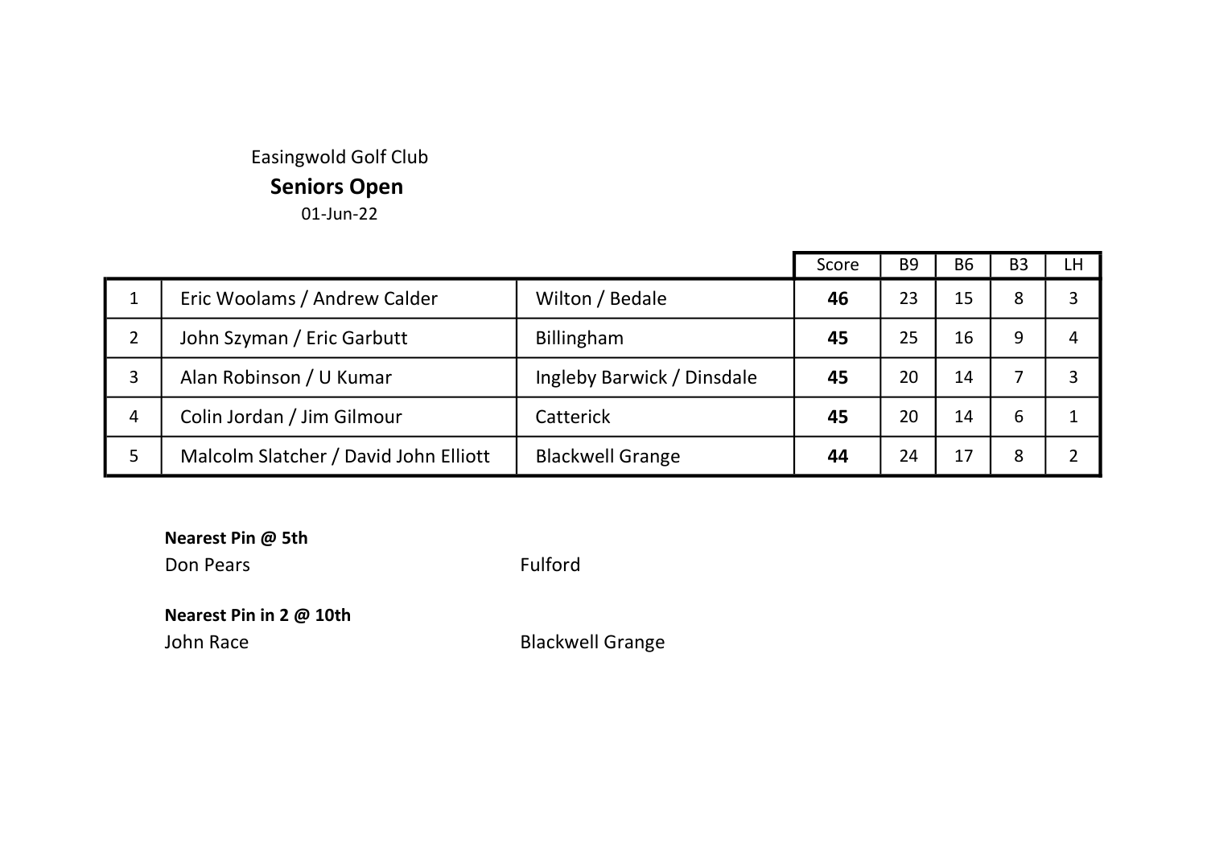Easingwold Golf Club

# Seniors Open

01-Jun-22

| | | | Score | B9 | B6 | B3 | LH |
|---|---|---|---|---|---|---|---|
| 1 | Eric Woolams / Andrew Calder | Wilton / Bedale | **46** | 23 | 15 | 8 | 3 |
| 2 | John Szyman / Eric Garbutt | Billingham | **45** | 25 | 16 | 9 | 4 |
| 3 | Alan Robinson / U Kumar | Ingleby Barwick / Dinsdale | **45** | 20 | 14 | 7 | 3 |
| 4 | Colin Jordan / Jim Gilmour | Catterick | **45** | 20 | 14 | 6 | 1 |
| 5 | Malcolm Slatcher / David John Elliott | Blackwell Grange | **44** | 24 | 17 | 8 | 2 |

**Nearest Pin @ 5th**

Don Pears — Fulford

**Nearest Pin in 2 @ 10th**

John Race — Blackwell Grange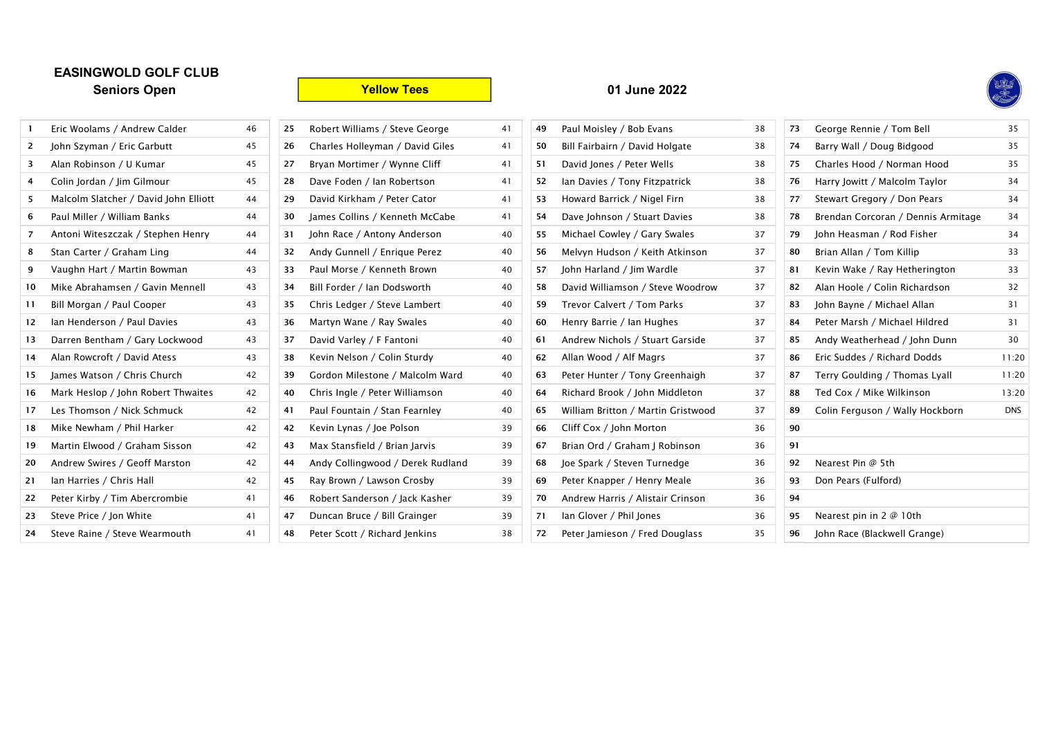# EASINGWOLD GOLF CLUB

## Seniors Open

**Yellow Tees**

**01 June 2022**

| | | |
|---|---|---|
| 1 | Eric Woolams / Andrew Calder | 46 |
| 2 | John Szyman / Eric Garbutt | 45 |
| 3 | Alan Robinson / U Kumar | 45 |
| 4 | Colin Jordan / Jim Gilmour | 45 |
| 5 | Malcolm Slatcher / David John Elliott | 44 |
| 6 | Paul Miller / William Banks | 44 |
| 7 | Antoni Witeszczak / Stephen Henry | 44 |
| 8 | Stan Carter / Graham Ling | 44 |
| 9 | Vaughn Hart / Martin Bowman | 43 |
| 10 | Mike Abrahamsen / Gavin Mennell | 43 |
| 11 | Bill Morgan / Paul Cooper | 43 |
| 12 | Ian Henderson / Paul Davies | 43 |
| 13 | Darren Bentham / Gary Lockwood | 43 |
| 14 | Alan Rowcroft / David Atess | 43 |
| 15 | James Watson / Chris Church | 42 |
| 16 | Mark Heslop / John Robert Thwaites | 42 |
| 17 | Les Thomson / Nick Schmuck | 42 |
| 18 | Mike Newham / Phil Harker | 42 |
| 19 | Martin Elwood / Graham Sisson | 42 |
| 20 | Andrew Swires / Geoff Marston | 42 |
| 21 | Ian Harries / Chris Hall | 42 |
| 22 | Peter Kirby / Tim Abercrombie | 41 |
| 23 | Steve Price / Jon White | 41 |
| 24 | Steve Raine / Steve Wearmouth | 41 |
| 25 | Robert Williams / Steve George | 41 |
| 26 | Charles Holleyman / David Giles | 41 |
| 27 | Bryan Mortimer / Wynne Cliff | 41 |
| 28 | Dave Foden / Ian Robertson | 41 |
| 29 | David Kirkham / Peter Cator | 41 |
| 30 | James Collins / Kenneth McCabe | 41 |
| 31 | John Race / Antony Anderson | 40 |
| 32 | Andy Gunnell / Enrique Perez | 40 |
| 33 | Paul Morse / Kenneth Brown | 40 |
| 34 | Bill Forder / Ian Dodsworth | 40 |
| 35 | Chris Ledger / Steve Lambert | 40 |
| 36 | Martyn Wane / Ray Swales | 40 |
| 37 | David Varley / F Fantoni | 40 |
| 38 | Kevin Nelson / Colin Sturdy | 40 |
| 39 | Gordon Milestone / Malcolm Ward | 40 |
| 40 | Chris Ingle / Peter Williamson | 40 |
| 41 | Paul Fountain / Stan Fearnley | 40 |
| 42 | Kevin Lynas / Joe Polson | 39 |
| 43 | Max Stansfield / Brian Jarvis | 39 |
| 44 | Andy Collingwood / Derek Rudland | 39 |
| 45 | Ray Brown / Lawson Crosby | 39 |
| 46 | Robert Sanderson / Jack Kasher | 39 |
| 47 | Duncan Bruce / Bill Grainger | 39 |
| 48 | Peter Scott / Richard Jenkins | 38 |
| 49 | Paul Moisley / Bob Evans | 38 |
| 50 | Bill Fairbairn / David Holgate | 38 |
| 51 | David Jones / Peter Wells | 38 |
| 52 | Ian Davies / Tony Fitzpatrick | 38 |
| 53 | Howard Barrick / Nigel Firn | 38 |
| 54 | Dave Johnson / Stuart Davies | 38 |
| 55 | Michael Cowley / Gary Swales | 37 |
| 56 | Melvyn Hudson / Keith Atkinson | 37 |
| 57 | John Harland / Jim Wardle | 37 |
| 58 | David Williamson / Steve Woodrow | 37 |
| 59 | Trevor Calvert / Tom Parks | 37 |
| 60 | Henry Barrie / Ian Hughes | 37 |
| 61 | Andrew Nichols / Stuart Garside | 37 |
| 62 | Allan Wood / Alf Magrs | 37 |
| 63 | Peter Hunter / Tony Greenhaigh | 37 |
| 64 | Richard Brook / John Middleton | 37 |
| 65 | William Britton / Martin Gristwood | 37 |
| 66 | Cliff Cox / John Morton | 36 |
| 67 | Brian Ord / Graham J Robinson | 36 |
| 68 | Joe Spark / Steven Turnedge | 36 |
| 69 | Peter Knapper / Henry Meale | 36 |
| 70 | Andrew Harris / Alistair Crinson | 36 |
| 71 | Ian Glover / Phil Jones | 36 |
| 72 | Peter Jamieson / Fred Douglass | 35 |
| 73 | George Rennie / Tom Bell | 35 |
| 74 | Barry Wall / Doug Bidgood | 35 |
| 75 | Charles Hood / Norman Hood | 35 |
| 76 | Harry Jowitt / Malcolm Taylor | 34 |
| 77 | Stewart Gregory / Don Pears | 34 |
| 78 | Brendan Corcoran / Dennis Armitage | 34 |
| 79 | John Heasman / Rod Fisher | 34 |
| 80 | Brian Allan / Tom Killip | 33 |
| 81 | Kevin Wake / Ray Hetherington | 33 |
| 82 | Alan Hoole / Colin Richardson | 32 |
| 83 | John Bayne / Michael Allan | 31 |
| 84 | Peter Marsh / Michael Hildred | 31 |
| 85 | Andy Weatherhead / John Dunn | 30 |
| 86 | Eric Suddes / Richard Dodds | 11:20 |
| 87 | Terry Goulding / Thomas Lyall | 11:20 |
| 88 | Ted Cox / Mike Wilkinson | 13:20 |
| 89 | Colin Ferguson / Wally Hockborn | DNS |
| 90 | | |
| 91 | | |
| 92 | Nearest Pin @ 5th | |
| 93 | Don Pears (Fulford) | |
| 94 | | |
| 95 | Nearest pin in 2 @ 10th | |
| 96 | John Race (Blackwell Grange) | |